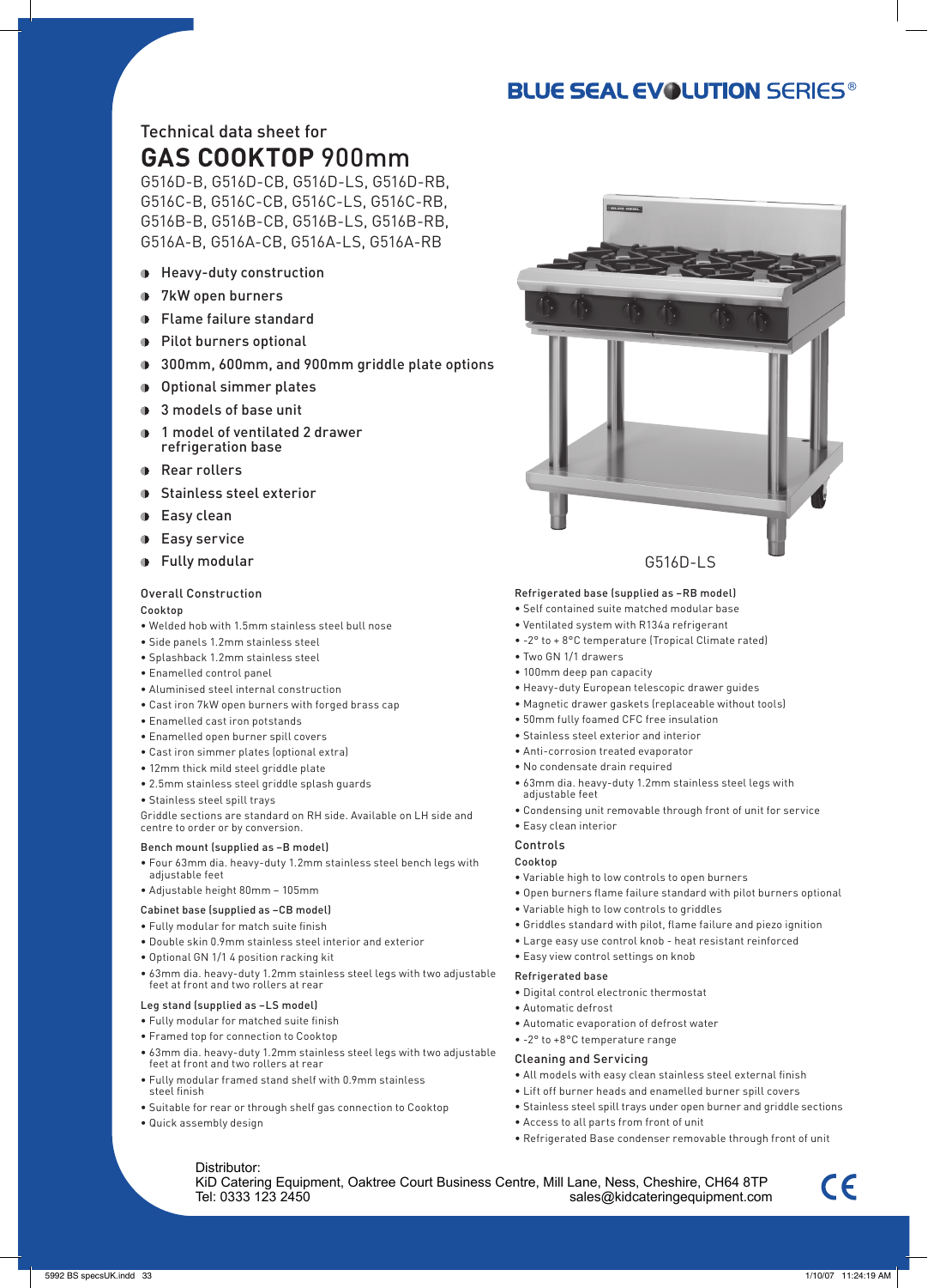BLUE SEAL EVOLUTION SERIES®

Technical data sheet for

# GAS COOKTOP 900mm

G516D-B, G516D-CB, G516D-LS, G516D-RB,
G516C-B, G516C-CB, G516C-LS, G516C-RB,
G516B-B, G516B-CB, G516B-LS, G516B-RB,
G516A-B, G516A-CB, G516A-LS, G516A-RB

- Heavy-duty construction
- 7kW open burners
- Flame failure standard
- Pilot burners optional
- 300mm, 600mm, and 900mm griddle plate options
- Optional simmer plates
- 3 models of base unit
- 1 model of ventilated 2 drawer refrigeration base
- Rear rollers
- Stainless steel exterior
- Easy clean
- Easy service
- Fully modular

G516D-LS

## Overall Construction

### Cooktop

- Welded hob with 1.5mm stainless steel bull nose
- Side panels 1.2mm stainless steel
- Splashback 1.2mm stainless steel
- Enamelled control panel
- Aluminised steel internal construction
- Cast iron 7kW open burners with forged brass cap
- Enamelled cast iron potstands
- Enamelled open burner spill covers
- Cast iron simmer plates (optional extra)
- 12mm thick mild steel griddle plate
- 2.5mm stainless steel griddle splash guards
- Stainless steel spill trays

Griddle sections are standard on RH side. Available on LH side and centre to order or by conversion.

### Bench mount (supplied as –B model)

- Four 63mm dia. heavy-duty 1.2mm stainless steel bench legs with adjustable feet
- Adjustable height 80mm – 105mm

### Cabinet base (supplied as –CB model)

- Fully modular for match suite finish
- Double skin 0.9mm stainless steel interior and exterior
- Optional GN 1/1 4 position racking kit
- 63mm dia. heavy-duty 1.2mm stainless steel legs with two adjustable feet at front and two rollers at rear

### Leg stand (supplied as –LS model)

- Fully modular for matched suite finish
- Framed top for connection to Cooktop
- 63mm dia. heavy-duty 1.2mm stainless steel legs with two adjustable feet at front and two rollers at rear
- Fully modular framed stand shelf with 0.9mm stainless steel finish
- Suitable for rear or through shelf gas connection to Cooktop
- Quick assembly design

### Refrigerated base (supplied as –RB model)

- Self contained suite matched modular base
- Ventilated system with R134a refrigerant
- -2° to + 8°C temperature (Tropical Climate rated)
- Two GN 1/1 drawers
- 100mm deep pan capacity
- Heavy-duty European telescopic drawer guides
- Magnetic drawer gaskets (replaceable without tools)
- 50mm fully foamed CFC free insulation
- Stainless steel exterior and interior
- Anti-corrosion treated evaporator
- No condensate drain required
- 63mm dia. heavy-duty 1.2mm stainless steel legs with adjustable feet
- Condensing unit removable through front of unit for service
- Easy clean interior

## Controls

### Cooktop

- Variable high to low controls to open burners
- Open burners flame failure standard with pilot burners optional
- Variable high to low controls to griddles
- Griddles standard with pilot, flame failure and piezo ignition
- Large easy use control knob - heat resistant reinforced
- Easy view control settings on knob

### Refrigerated base

- Digital control electronic thermostat
- Automatic defrost
- Automatic evaporation of defrost water
- -2° to +8°C temperature range

## Cleaning and Servicing

- All models with easy clean stainless steel external finish
- Lift off burner heads and enamelled burner spill covers
- Stainless steel spill trays under open burner and griddle sections
- Access to all parts from front of unit
- Refrigerated Base condenser removable through front of unit

Distributor:
KiD Catering Equipment, Oaktree Court Business Centre, Mill Lane, Ness, Cheshire, CH64 8TP
Tel: 0333 123 2450 sales@kidcateringequipment.com

CE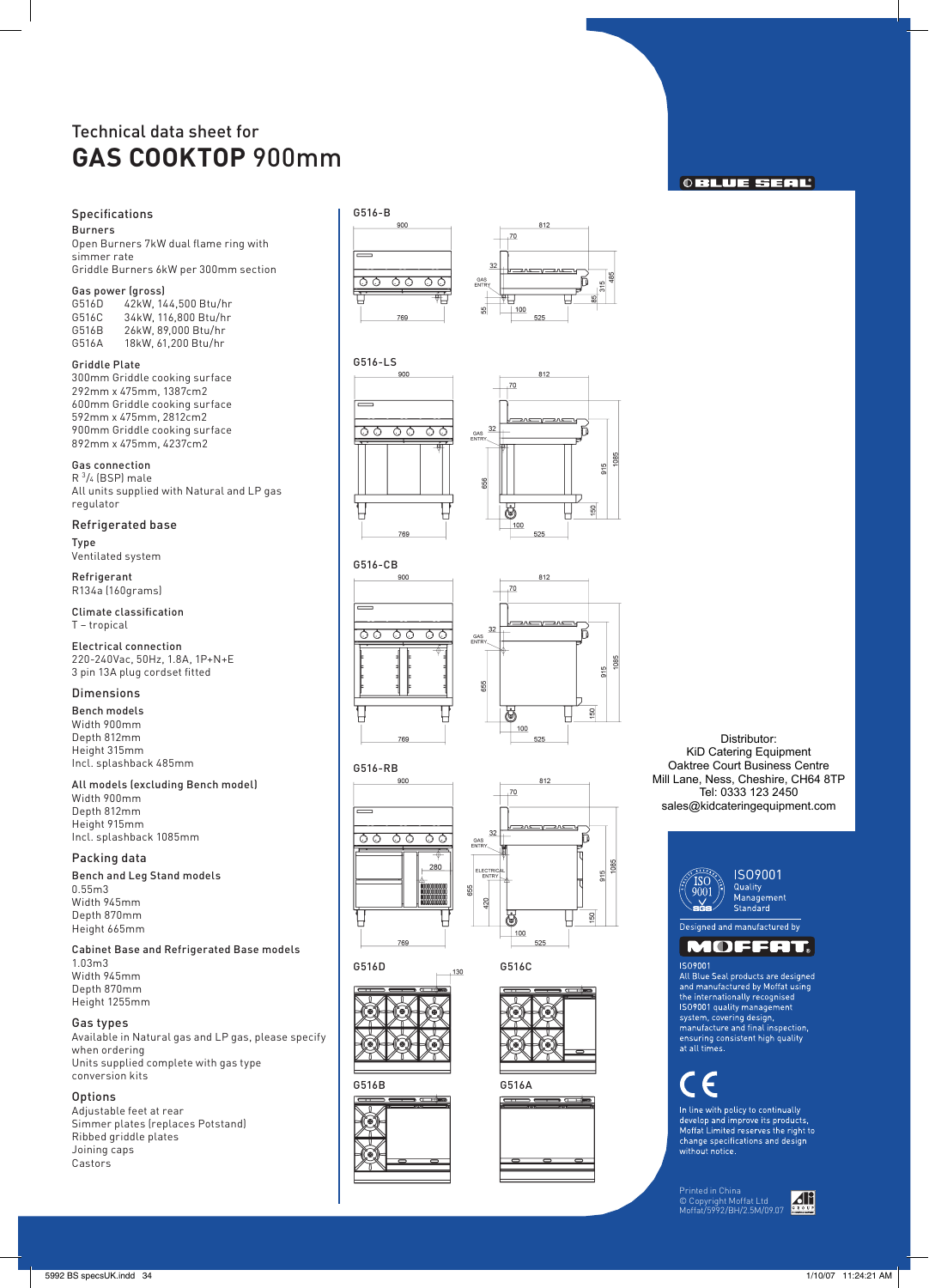Technical data sheet for

# GAS COOKTOP 900mm

BLUE SEAL

## Specifications

**Burners**

Open Burners 7kW dual flame ring with simmer rate
Griddle Burners 6kW per 300mm section

**Gas power (gross)**

| | |
|---|---|
| G516D | 42kW, 144,500 Btu/hr |
| G516C | 34kW, 116,800 Btu/hr |
| G516B | 26kW, 89,000 Btu/hr |
| G516A | 18kW, 61,200 Btu/hr |

**Griddle Plate**

300mm Griddle cooking surface
292mm x 475mm, 1387cm2
600mm Griddle cooking surface
592mm x 475mm, 2812cm2
900mm Griddle cooking surface
892mm x 475mm, 4237cm2

**Gas connection**

R 3/4 (BSP) male
All units supplied with Natural and LP gas regulator

## Refrigerated base

**Type**

Ventilated system

**Refrigerant**

R134a (160grams)

**Climate classification**

T – tropical

**Electrical connection**

220-240Vac, 50Hz, 1.8A, 1P+N+E
3 pin 13A plug cordset fitted

## Dimensions

**Bench models**

Width 900mm
Depth 812mm
Height 315mm
Incl. splashback 485mm

**All models (excluding Bench model)**

Width 900mm
Depth 812mm
Height 915mm
Incl. splashback 1085mm

## Packing data

**Bench and Leg Stand models**

0.55m3
Width 945mm
Depth 870mm
Height 665mm

**Cabinet Base and Refrigerated Base models**

1.03m3
Width 945mm
Depth 870mm
Height 1255mm

## Gas types

Available in Natural gas and LP gas, please specify when ordering
Units supplied complete with gas type conversion kits

## Options

Adjustable feet at rear
Simmer plates (replaces Potstand)
Ribbed griddle plates
Joining caps
Castors

G516-B

900 812 70 32 GAS ENTRY 485 315 85 55 100 769 525

G516-LS

900 812 70 32 GAS ENTRY 1085 915 656 150 100 769 525

G516-CB

900 812 70 32 GAS ENTRY 1085 915 655 150 100 769 525

G516-RB

900 812 70 32 GAS ENTRY 280 ELECTRICAL ENTRY 1085 915 655 420 150 100 769 525

G516D

130

G516C

G516B

G516A

Distributor:
KiD Catering Equipment
Oaktree Court Business Centre
Mill Lane, Ness, Cheshire, CH64 8TP
Tel: 0333 123 2450
sales@kidcateringequipment.com

ISO9001 Quality Management Standard

Designed and manufactured by

MOFFAT

ISO9001
All Blue Seal products are designed and manufactured by Moffat using the internationally recognised ISO9001 quality management system, covering design, manufacture and final inspection, ensuring consistent high quality at all times.

CE

In line with policy to continually develop and improve its products, Moffat Limited reserves the right to change specifications and design without notice.

Printed in China
© Copyright Moffat Ltd
Moffat/5992/BH/2.5M/09.07